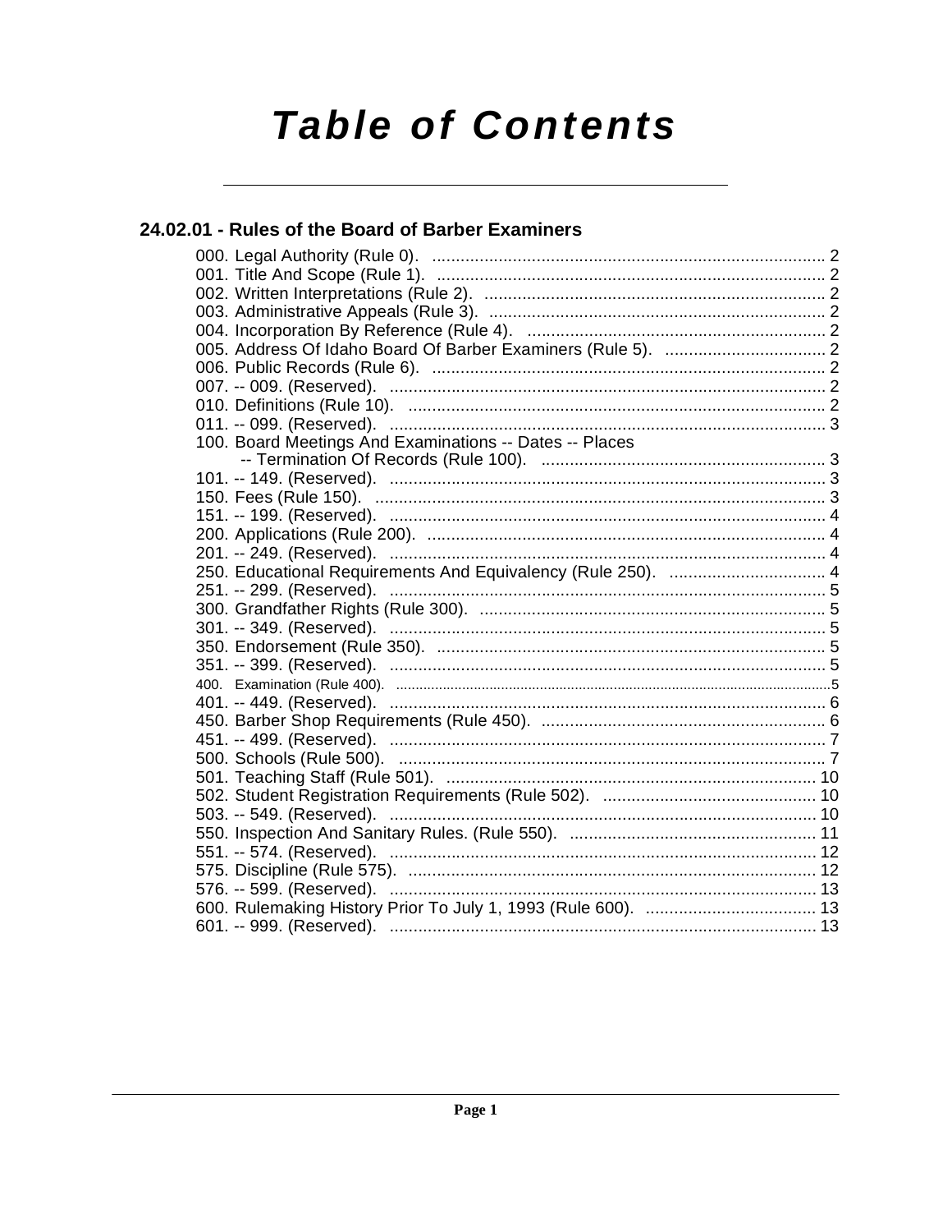# Table of Contents

## 24.02.01 - Rules of the Board of Barber Examiners

000. Legal Authority (Rule 0). .......... 2
001. Title And Scope (Rule 1). .......... 2
002. Written Interpretations (Rule 2). .......... 2
003. Administrative Appeals (Rule 3). .......... 2
004. Incorporation By Reference (Rule 4). .......... 2
005. Address Of Idaho Board Of Barber Examiners (Rule 5). .......... 2
006. Public Records (Rule 6). .......... 2
007. -- 009. (Reserved). .......... 2
010. Definitions (Rule 10). .......... 2
011. -- 099. (Reserved). .......... 3
100. Board Meetings And Examinations -- Dates -- Places -- Termination Of Records (Rule 100). .......... 3
101. -- 149. (Reserved). .......... 3
150. Fees (Rule 150). .......... 3
151. -- 199. (Reserved). .......... 4
200. Applications (Rule 200). .......... 4
201. -- 249. (Reserved). .......... 4
250. Educational Requirements And Equivalency (Rule 250). .......... 4
251. -- 299. (Reserved). .......... 5
300. Grandfather Rights (Rule 300). .......... 5
301. -- 349. (Reserved). .......... 5
350. Endorsement (Rule 350). .......... 5
351. -- 399. (Reserved). .......... 5
400. Examination (Rule 400). .......... 5
401. -- 449. (Reserved). .......... 6
450. Barber Shop Requirements (Rule 450). .......... 6
451. -- 499. (Reserved). .......... 7
500. Schools (Rule 500). .......... 7
501. Teaching Staff (Rule 501). .......... 10
502. Student Registration Requirements (Rule 502). .......... 10
503. -- 549. (Reserved). .......... 10
550. Inspection And Sanitary Rules. (Rule 550). .......... 11
551. -- 574. (Reserved). .......... 12
575. Discipline (Rule 575). .......... 12
576. -- 599. (Reserved). .......... 13
600. Rulemaking History Prior To July 1, 1993 (Rule 600). .......... 13
601. -- 999. (Reserved). .......... 13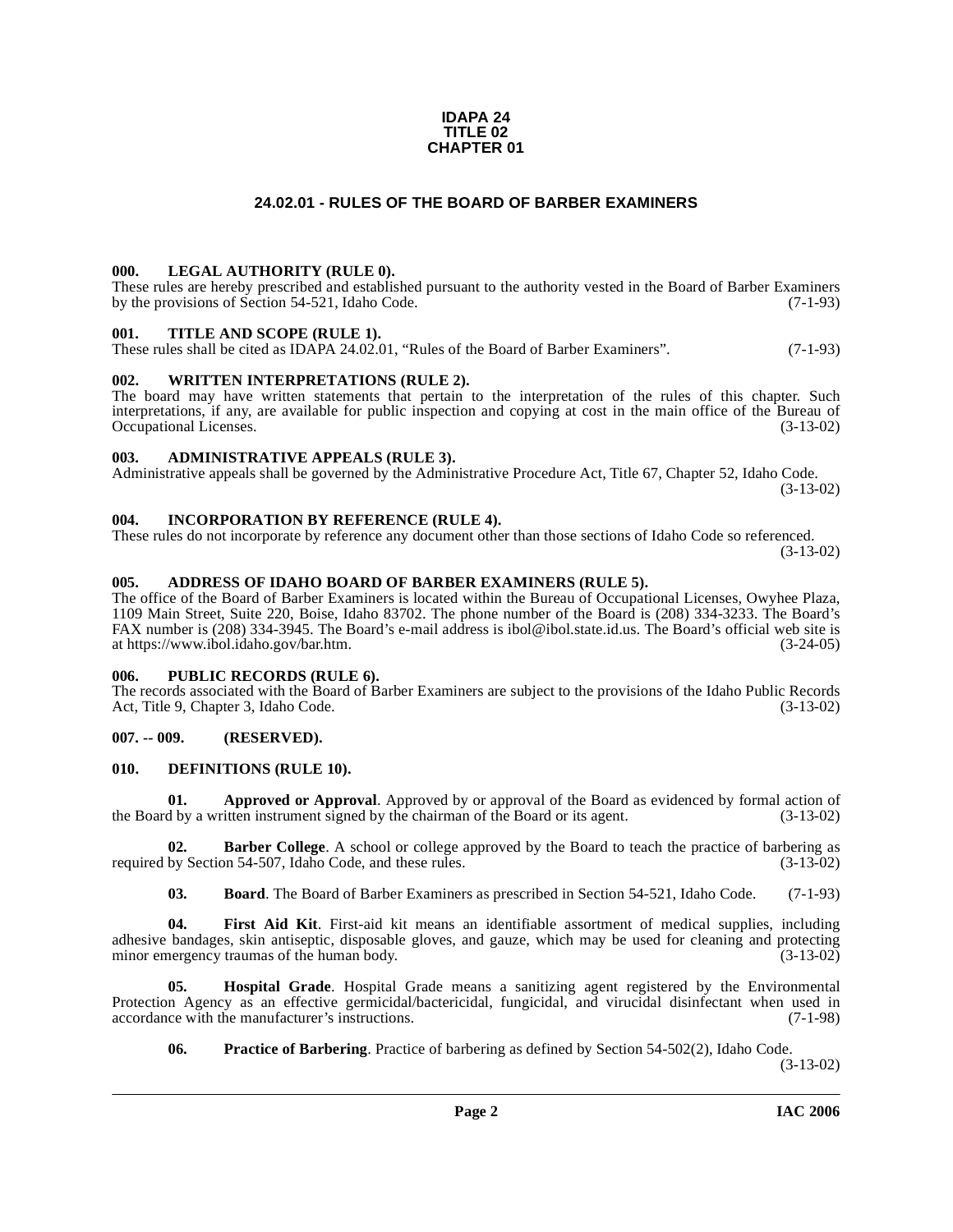**IDAPA 24**
**TITLE 02**
**CHAPTER 01**

# 24.02.01 - RULES OF THE BOARD OF BARBER EXAMINERS

## 000. LEGAL AUTHORITY (RULE 0).

These rules are hereby prescribed and established pursuant to the authority vested in the Board of Barber Examiners by the provisions of Section 54-521, Idaho Code. (7-1-93)

## 001. TITLE AND SCOPE (RULE 1).

These rules shall be cited as IDAPA 24.02.01, "Rules of the Board of Barber Examiners". (7-1-93)

## 002. WRITTEN INTERPRETATIONS (RULE 2).

The board may have written statements that pertain to the interpretation of the rules of this chapter. Such interpretations, if any, are available for public inspection and copying at cost in the main office of the Bureau of Occupational Licenses. (3-13-02)

## 003. ADMINISTRATIVE APPEALS (RULE 3).

Administrative appeals shall be governed by the Administrative Procedure Act, Title 67, Chapter 52, Idaho Code. (3-13-02)

## 004. INCORPORATION BY REFERENCE (RULE 4).

These rules do not incorporate by reference any document other than those sections of Idaho Code so referenced. (3-13-02)

## 005. ADDRESS OF IDAHO BOARD OF BARBER EXAMINERS (RULE 5).

The office of the Board of Barber Examiners is located within the Bureau of Occupational Licenses, Owyhee Plaza, 1109 Main Street, Suite 220, Boise, Idaho 83702. The phone number of the Board is (208) 334-3233. The Board's FAX number is (208) 334-3945. The Board's e-mail address is ibol@ibol.state.id.us. The Board's official web site is at https://www.ibol.idaho.gov/bar.htm. (3-24-05)

## 006. PUBLIC RECORDS (RULE 6).

The records associated with the Board of Barber Examiners are subject to the provisions of the Idaho Public Records Act, Title 9, Chapter 3, Idaho Code. (3-13-02)

## 007. -- 009. (RESERVED).

## 010. DEFINITIONS (RULE 10).

**01. Approved or Approval**. Approved by or approval of the Board as evidenced by formal action of the Board by a written instrument signed by the chairman of the Board or its agent. (3-13-02)

**02. Barber College**. A school or college approved by the Board to teach the practice of barbering as required by Section 54-507, Idaho Code, and these rules. (3-13-02)

**03. Board**. The Board of Barber Examiners as prescribed in Section 54-521, Idaho Code. (7-1-93)

**04. First Aid Kit**. First-aid kit means an identifiable assortment of medical supplies, including adhesive bandages, skin antiseptic, disposable gloves, and gauze, which may be used for cleaning and protecting minor emergency traumas of the human body. (3-13-02)

**05. Hospital Grade**. Hospital Grade means a sanitizing agent registered by the Environmental Protection Agency as an effective germicidal/bactericidal, fungicidal, and virucidal disinfectant when used in accordance with the manufacturer's instructions. (7-1-98)

**06. Practice of Barbering**. Practice of barbering as defined by Section 54-502(2), Idaho Code. (3-13-02)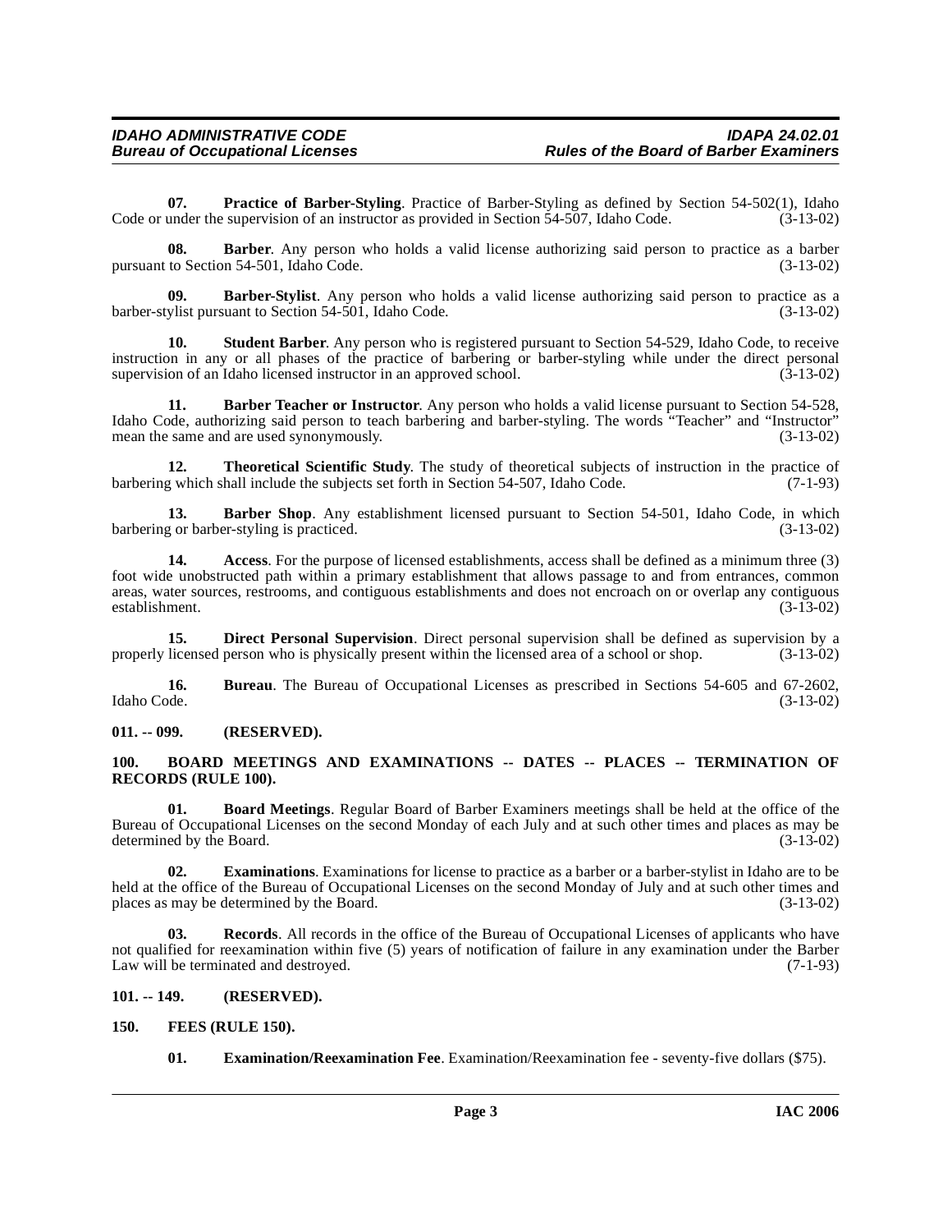**07. Practice of Barber-Styling**. Practice of Barber-Styling as defined by Section 54-502(1), Idaho Code or under the supervision of an instructor as provided in Section 54-507, Idaho Code. (3-13-02)

**08. Barber**. Any person who holds a valid license authorizing said person to practice as a barber pursuant to Section 54-501, Idaho Code. (3-13-02)

**09. Barber-Stylist**. Any person who holds a valid license authorizing said person to practice as a barber-stylist pursuant to Section 54-501, Idaho Code. (3-13-02)

**10. Student Barber**. Any person who is registered pursuant to Section 54-529, Idaho Code, to receive instruction in any or all phases of the practice of barbering or barber-styling while under the direct personal supervision of an Idaho licensed instructor in an approved school. (3-13-02)

**11. Barber Teacher or Instructor**. Any person who holds a valid license pursuant to Section 54-528, Idaho Code, authorizing said person to teach barbering and barber-styling. The words "Teacher" and "Instructor" mean the same and are used synonymously. (3-13-02)

**12. Theoretical Scientific Study**. The study of theoretical subjects of instruction in the practice of barbering which shall include the subjects set forth in Section 54-507, Idaho Code. (7-1-93)

**13. Barber Shop**. Any establishment licensed pursuant to Section 54-501, Idaho Code, in which barbering or barber-styling is practiced. (3-13-02)

**14. Access**. For the purpose of licensed establishments, access shall be defined as a minimum three (3) foot wide unobstructed path within a primary establishment that allows passage to and from entrances, common areas, water sources, restrooms, and contiguous establishments and does not encroach on or overlap any contiguous establishment. (3-13-02)

**15. Direct Personal Supervision**. Direct personal supervision shall be defined as supervision by a properly licensed person who is physically present within the licensed area of a school or shop. (3-13-02)

**16. Bureau**. The Bureau of Occupational Licenses as prescribed in Sections 54-605 and 67-2602, Idaho Code. (3-13-02)

**011. -- 099. (RESERVED).**

**100. BOARD MEETINGS AND EXAMINATIONS -- DATES -- PLACES -- TERMINATION OF RECORDS (RULE 100).**

**01. Board Meetings**. Regular Board of Barber Examiners meetings shall be held at the office of the Bureau of Occupational Licenses on the second Monday of each July and at such other times and places as may be determined by the Board. (3-13-02)

**02. Examinations**. Examinations for license to practice as a barber or a barber-stylist in Idaho are to be held at the office of the Bureau of Occupational Licenses on the second Monday of July and at such other times and places as may be determined by the Board. (3-13-02)

**03. Records**. All records in the office of the Bureau of Occupational Licenses of applicants who have not qualified for reexamination within five (5) years of notification of failure in any examination under the Barber Law will be terminated and destroyed. (7-1-93)

**101. -- 149. (RESERVED).**

**150. FEES (RULE 150).**

**01. Examination/Reexamination Fee**. Examination/Reexamination fee - seventy-five dollars ($75).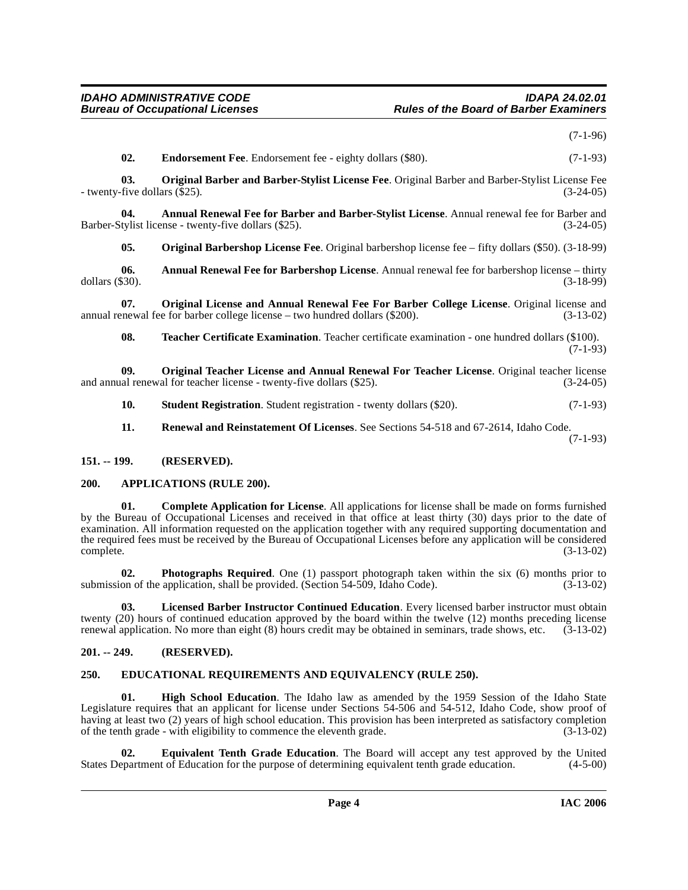(7-1-96)

**02. Endorsement Fee**. Endorsement fee - eighty dollars ($80). (7-1-93)

**03. Original Barber and Barber-Stylist License Fee**. Original Barber and Barber-Stylist License Fee - twenty-five dollars ($25). (3-24-05)

**04. Annual Renewal Fee for Barber and Barber-Stylist License**. Annual renewal fee for Barber and Barber-Stylist license - twenty-five dollars ($25). (3-24-05)

**05. Original Barbershop License Fee**. Original barbershop license fee – fifty dollars ($50). (3-18-99)

**06. Annual Renewal Fee for Barbershop License**. Annual renewal fee for barbershop license – thirty dollars ($30). (3-18-99)

**07. Original License and Annual Renewal Fee For Barber College License**. Original license and annual renewal fee for barber college license – two hundred dollars ($200). (3-13-02)

**08. Teacher Certificate Examination**. Teacher certificate examination - one hundred dollars ($100). (7-1-93)

**09. Original Teacher License and Annual Renewal For Teacher License**. Original teacher license and annual renewal for teacher license - twenty-five dollars ($25). (3-24-05)

**10. Student Registration**. Student registration - twenty dollars ($20). (7-1-93)

**11. Renewal and Reinstatement Of Licenses**. See Sections 54-518 and 67-2614, Idaho Code. (7-1-93)

## 151. -- 199. (RESERVED).

## 200. APPLICATIONS (RULE 200).

**01. Complete Application for License**. All applications for license shall be made on forms furnished by the Bureau of Occupational Licenses and received in that office at least thirty (30) days prior to the date of examination. All information requested on the application together with any required supporting documentation and the required fees must be received by the Bureau of Occupational Licenses before any application will be considered complete. (3-13-02)

**02. Photographs Required**. One (1) passport photograph taken within the six (6) months prior to submission of the application, shall be provided. (Section 54-509, Idaho Code). (3-13-02)

**03. Licensed Barber Instructor Continued Education**. Every licensed barber instructor must obtain twenty (20) hours of continued education approved by the board within the twelve (12) months preceding license renewal application. No more than eight (8) hours credit may be obtained in seminars, trade shows, etc. (3-13-02)

## 201. -- 249. (RESERVED).

## 250. EDUCATIONAL REQUIREMENTS AND EQUIVALENCY (RULE 250).

**01. High School Education**. The Idaho law as amended by the 1959 Session of the Idaho State Legislature requires that an applicant for license under Sections 54-506 and 54-512, Idaho Code, show proof of having at least two (2) years of high school education. This provision has been interpreted as satisfactory completion of the tenth grade - with eligibility to commence the eleventh grade. (3-13-02)

**02. Equivalent Tenth Grade Education**. The Board will accept any test approved by the United States Department of Education for the purpose of determining equivalent tenth grade education. (4-5-00)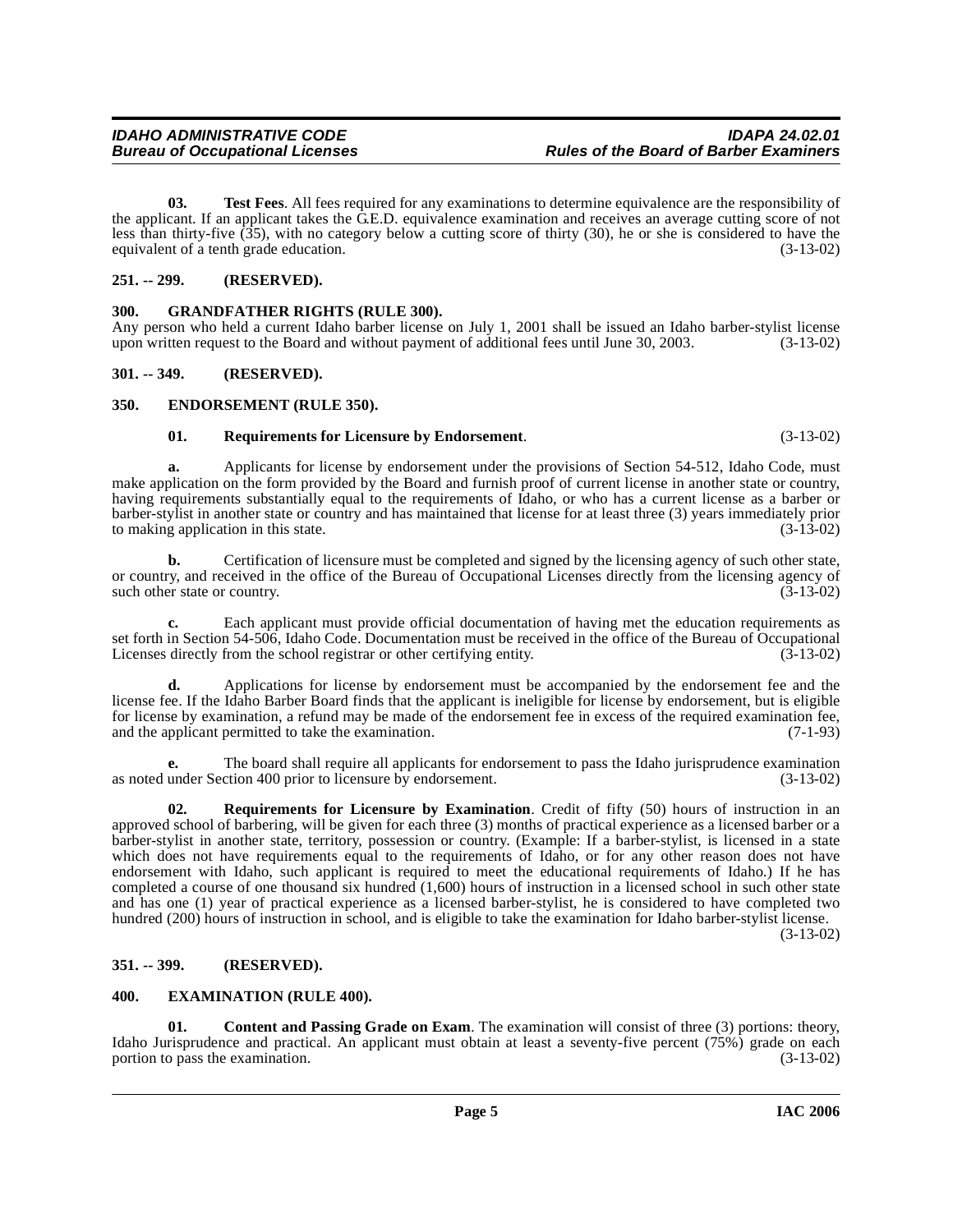**03. Test Fees**. All fees required for any examinations to determine equivalence are the responsibility of the applicant. If an applicant takes the G.E.D. equivalence examination and receives an average cutting score of not less than thirty-five (35), with no category below a cutting score of thirty (30), he or she is considered to have the equivalent of a tenth grade education. (3-13-02)

## 251. -- 299. (RESERVED).

## 300. GRANDFATHER RIGHTS (RULE 300).

Any person who held a current Idaho barber license on July 1, 2001 shall be issued an Idaho barber-stylist license upon written request to the Board and without payment of additional fees until June 30, 2003. (3-13-02)

## 301. -- 349. (RESERVED).

## 350. ENDORSEMENT (RULE 350).

**01. Requirements for Licensure by Endorsement**. (3-13-02)

**a.** Applicants for license by endorsement under the provisions of Section 54-512, Idaho Code, must make application on the form provided by the Board and furnish proof of current license in another state or country, having requirements substantially equal to the requirements of Idaho, or who has a current license as a barber or barber-stylist in another state or country and has maintained that license for at least three (3) years immediately prior to making application in this state. (3-13-02)

**b.** Certification of licensure must be completed and signed by the licensing agency of such other state, or country, and received in the office of the Bureau of Occupational Licenses directly from the licensing agency of such other state or country. (3-13-02)

**c.** Each applicant must provide official documentation of having met the education requirements as set forth in Section 54-506, Idaho Code. Documentation must be received in the office of the Bureau of Occupational Licenses directly from the school registrar or other certifying entity. (3-13-02)

**d.** Applications for license by endorsement must be accompanied by the endorsement fee and the license fee. If the Idaho Barber Board finds that the applicant is ineligible for license by endorsement, but is eligible for license by examination, a refund may be made of the endorsement fee in excess of the required examination fee, and the applicant permitted to take the examination. (7-1-93)

**e.** The board shall require all applicants for endorsement to pass the Idaho jurisprudence examination as noted under Section 400 prior to licensure by endorsement. (3-13-02)

**02. Requirements for Licensure by Examination**. Credit of fifty (50) hours of instruction in an approved school of barbering, will be given for each three (3) months of practical experience as a licensed barber or a barber-stylist in another state, territory, possession or country. (Example: If a barber-stylist, is licensed in a state which does not have requirements equal to the requirements of Idaho, or for any other reason does not have endorsement with Idaho, such applicant is required to meet the educational requirements of Idaho.) If he has completed a course of one thousand six hundred (1,600) hours of instruction in a licensed school in such other state and has one (1) year of practical experience as a licensed barber-stylist, he is considered to have completed two hundred (200) hours of instruction in school, and is eligible to take the examination for Idaho barber-stylist license. (3-13-02)

## 351. -- 399. (RESERVED).

## 400. EXAMINATION (RULE 400).

**01. Content and Passing Grade on Exam**. The examination will consist of three (3) portions: theory, Idaho Jurisprudence and practical. An applicant must obtain at least a seventy-five percent (75%) grade on each portion to pass the examination. (3-13-02)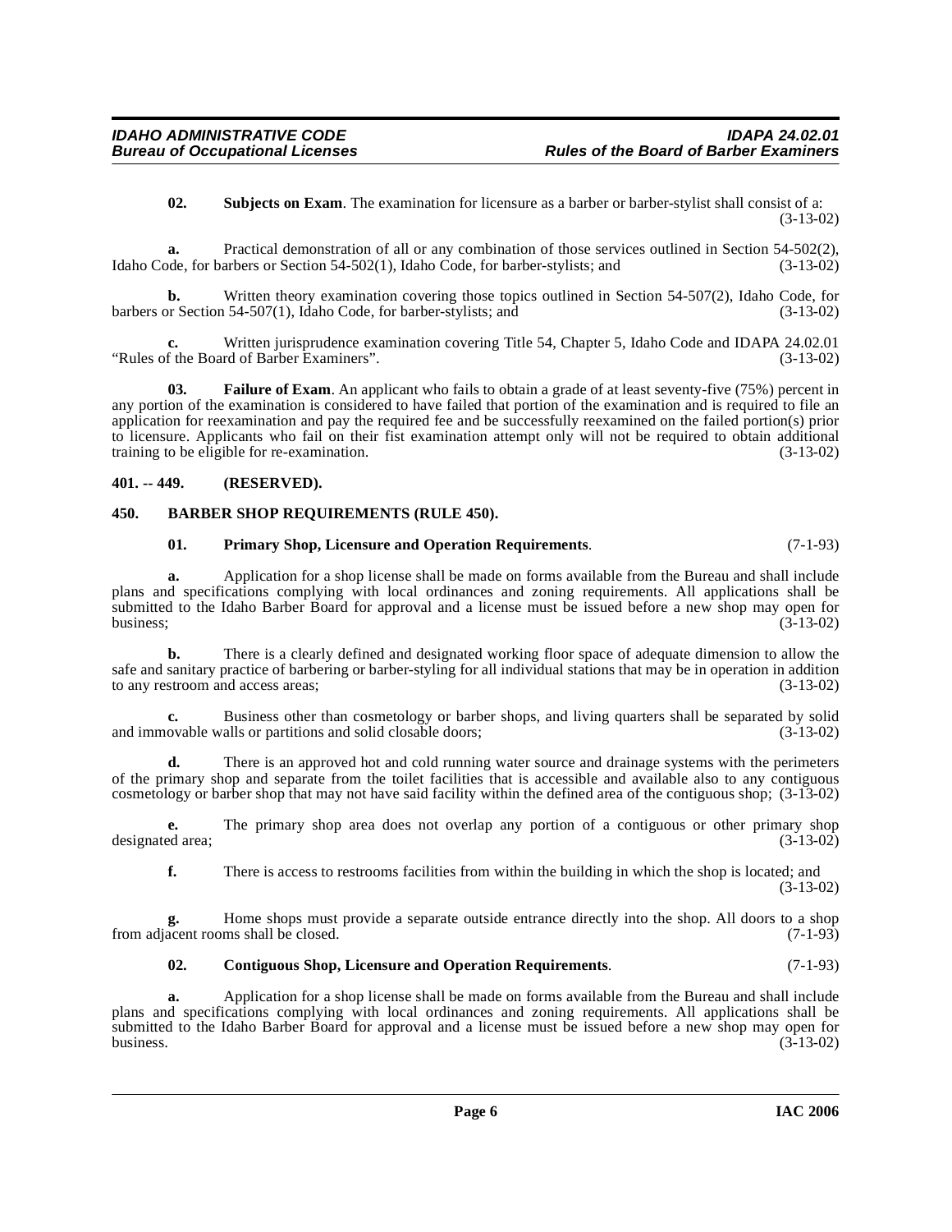**02. Subjects on Exam**. The examination for licensure as a barber or barber-stylist shall consist of a: (3-13-02)

**a.** Practical demonstration of all or any combination of those services outlined in Section 54-502(2), Idaho Code, for barbers or Section 54-502(1), Idaho Code, for barber-stylists; and (3-13-02)

**b.** Written theory examination covering those topics outlined in Section 54-507(2), Idaho Code, for barbers or Section 54-507(1), Idaho Code, for barber-stylists; and (3-13-02)

**c.** Written jurisprudence examination covering Title 54, Chapter 5, Idaho Code and IDAPA 24.02.01 "Rules of the Board of Barber Examiners". (3-13-02)

**03. Failure of Exam**. An applicant who fails to obtain a grade of at least seventy-five (75%) percent in any portion of the examination is considered to have failed that portion of the examination and is required to file an application for reexamination and pay the required fee and be successfully reexamined on the failed portion(s) prior to licensure. Applicants who fail on their fist examination attempt only will not be required to obtain additional training to be eligible for re-examination. (3-13-02)

## 401. -- 449. (RESERVED).

## 450. BARBER SHOP REQUIREMENTS (RULE 450).

**01. Primary Shop, Licensure and Operation Requirements**. (7-1-93)

**a.** Application for a shop license shall be made on forms available from the Bureau and shall include plans and specifications complying with local ordinances and zoning requirements. All applications shall be submitted to the Idaho Barber Board for approval and a license must be issued before a new shop may open for business; (3-13-02)

**b.** There is a clearly defined and designated working floor space of adequate dimension to allow the safe and sanitary practice of barbering or barber-styling for all individual stations that may be in operation in addition to any restroom and access areas; (3-13-02)

**c.** Business other than cosmetology or barber shops, and living quarters shall be separated by solid and immovable walls or partitions and solid closable doors; (3-13-02)

**d.** There is an approved hot and cold running water source and drainage systems with the perimeters of the primary shop and separate from the toilet facilities that is accessible and available also to any contiguous cosmetology or barber shop that may not have said facility within the defined area of the contiguous shop; (3-13-02)

**e.** The primary shop area does not overlap any portion of a contiguous or other primary shop designated area; (3-13-02)

**f.** There is access to restrooms facilities from within the building in which the shop is located; and (3-13-02)

**g.** Home shops must provide a separate outside entrance directly into the shop. All doors to a shop from adjacent rooms shall be closed. (7-1-93)

**02. Contiguous Shop, Licensure and Operation Requirements**. (7-1-93)

**a.** Application for a shop license shall be made on forms available from the Bureau and shall include plans and specifications complying with local ordinances and zoning requirements. All applications shall be submitted to the Idaho Barber Board for approval and a license must be issued before a new shop may open for business. (3-13-02)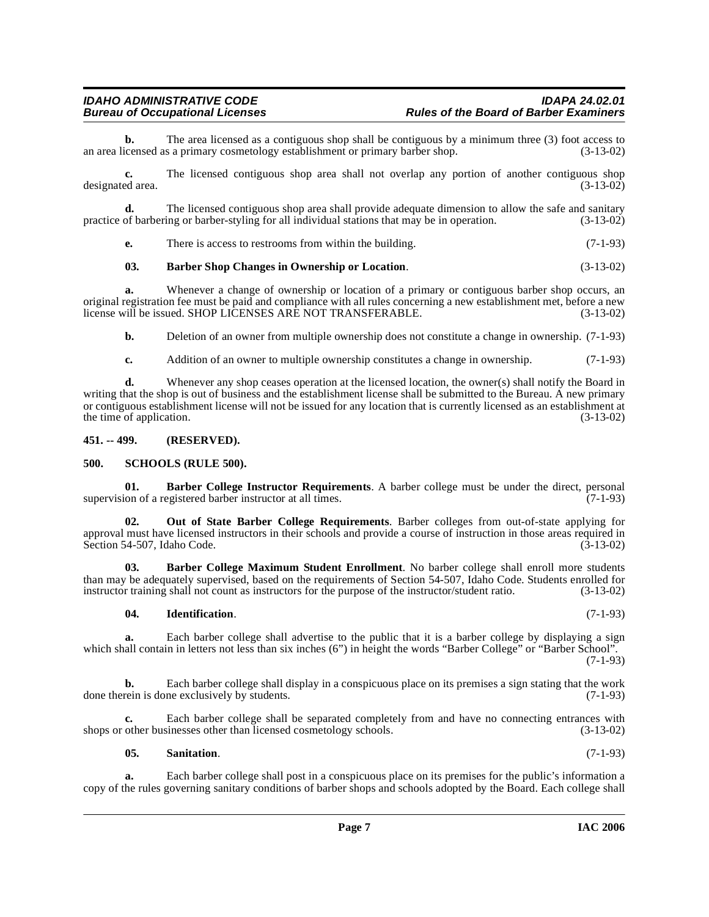**b.** The area licensed as a contiguous shop shall be contiguous by a minimum three (3) foot access to an area licensed as a primary cosmetology establishment or primary barber shop. (3-13-02)

**c.** The licensed contiguous shop area shall not overlap any portion of another contiguous shop designated area. (3-13-02)

**d.** The licensed contiguous shop area shall provide adequate dimension to allow the safe and sanitary practice of barbering or barber-styling for all individual stations that may be in operation. (3-13-02)

**e.** There is access to restrooms from within the building. (7-1-93)

**03. Barber Shop Changes in Ownership or Location**. (3-13-02)

**a.** Whenever a change of ownership or location of a primary or contiguous barber shop occurs, an original registration fee must be paid and compliance with all rules concerning a new establishment met, before a new license will be issued. SHOP LICENSES ARE NOT TRANSFERABLE. (3-13-02)

**b.** Deletion of an owner from multiple ownership does not constitute a change in ownership. (7-1-93)

**c.** Addition of an owner to multiple ownership constitutes a change in ownership. (7-1-93)

**d.** Whenever any shop ceases operation at the licensed location, the owner(s) shall notify the Board in writing that the shop is out of business and the establishment license shall be submitted to the Bureau. A new primary or contiguous establishment license will not be issued for any location that is currently licensed as an establishment at the time of application. (3-13-02)

## 451. -- 499. (RESERVED).

## 500. SCHOOLS (RULE 500).

**01. Barber College Instructor Requirements**. A barber college must be under the direct, personal supervision of a registered barber instructor at all times. (7-1-93)

**02. Out of State Barber College Requirements**. Barber colleges from out-of-state applying for approval must have licensed instructors in their schools and provide a course of instruction in those areas required in Section 54-507, Idaho Code. (3-13-02)

**03. Barber College Maximum Student Enrollment**. No barber college shall enroll more students than may be adequately supervised, based on the requirements of Section 54-507, Idaho Code. Students enrolled for instructor training shall not count as instructors for the purpose of the instructor/student ratio. (3-13-02)

**04. Identification**. (7-1-93)

**a.** Each barber college shall advertise to the public that it is a barber college by displaying a sign which shall contain in letters not less than six inches (6") in height the words "Barber College" or "Barber School". (7-1-93)

**b.** Each barber college shall display in a conspicuous place on its premises a sign stating that the work done therein is done exclusively by students. (7-1-93)

**c.** Each barber college shall be separated completely from and have no connecting entrances with shops or other businesses other than licensed cosmetology schools. (3-13-02)

**05. Sanitation**. (7-1-93)

**a.** Each barber college shall post in a conspicuous place on its premises for the public's information a copy of the rules governing sanitary conditions of barber shops and schools adopted by the Board. Each college shall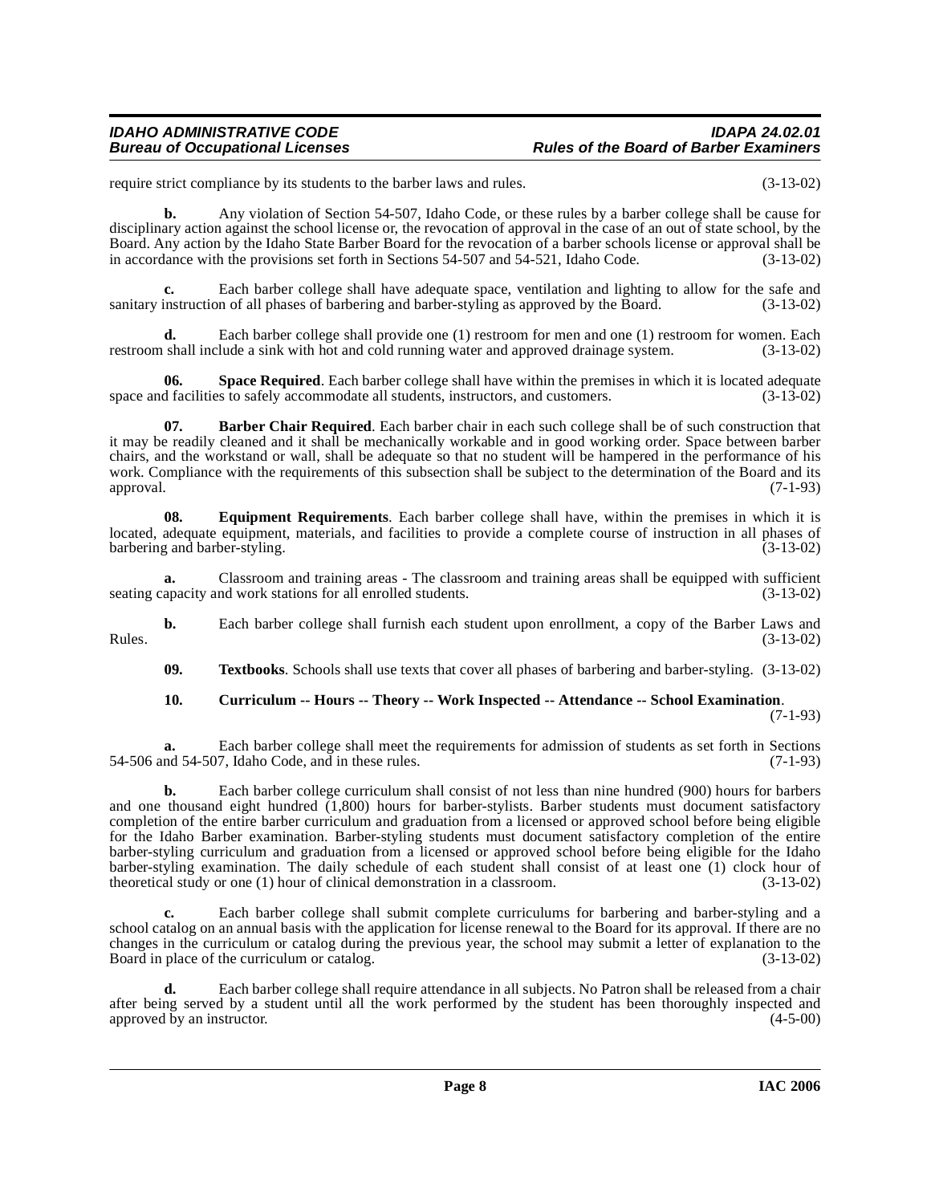require strict compliance by its students to the barber laws and rules. (3-13-02)

**b.** Any violation of Section 54-507, Idaho Code, or these rules by a barber college shall be cause for disciplinary action against the school license or, the revocation of approval in the case of an out of state school, by the Board. Any action by the Idaho State Barber Board for the revocation of a barber schools license or approval shall be in accordance with the provisions set forth in Sections 54-507 and 54-521, Idaho Code. (3-13-02)

**c.** Each barber college shall have adequate space, ventilation and lighting to allow for the safe and sanitary instruction of all phases of barbering and barber-styling as approved by the Board. (3-13-02)

**d.** Each barber college shall provide one (1) restroom for men and one (1) restroom for women. Each restroom shall include a sink with hot and cold running water and approved drainage system. (3-13-02)

**06. Space Required**. Each barber college shall have within the premises in which it is located adequate space and facilities to safely accommodate all students, instructors, and customers. (3-13-02)

**07. Barber Chair Required**. Each barber chair in each such college shall be of such construction that it may be readily cleaned and it shall be mechanically workable and in good working order. Space between barber chairs, and the workstand or wall, shall be adequate so that no student will be hampered in the performance of his work. Compliance with the requirements of this subsection shall be subject to the determination of the Board and its approval. (7-1-93)

**08. Equipment Requirements**. Each barber college shall have, within the premises in which it is located, adequate equipment, materials, and facilities to provide a complete course of instruction in all phases of barbering and barber-styling. (3-13-02)

**a.** Classroom and training areas - The classroom and training areas shall be equipped with sufficient seating capacity and work stations for all enrolled students. (3-13-02)

**b.** Each barber college shall furnish each student upon enrollment, a copy of the Barber Laws and Rules. (3-13-02)

**09. Textbooks**. Schools shall use texts that cover all phases of barbering and barber-styling. (3-13-02)

**10. Curriculum -- Hours -- Theory -- Work Inspected -- Attendance -- School Examination**. (7-1-93)

**a.** Each barber college shall meet the requirements for admission of students as set forth in Sections 54-506 and 54-507, Idaho Code, and in these rules. (7-1-93)

**b.** Each barber college curriculum shall consist of not less than nine hundred (900) hours for barbers and one thousand eight hundred (1,800) hours for barber-stylists. Barber students must document satisfactory completion of the entire barber curriculum and graduation from a licensed or approved school before being eligible for the Idaho Barber examination. Barber-styling students must document satisfactory completion of the entire barber-styling curriculum and graduation from a licensed or approved school before being eligible for the Idaho barber-styling examination. The daily schedule of each student shall consist of at least one (1) clock hour of theoretical study or one (1) hour of clinical demonstration in a classroom. (3-13-02)

**c.** Each barber college shall submit complete curriculums for barbering and barber-styling and a school catalog on an annual basis with the application for license renewal to the Board for its approval. If there are no changes in the curriculum or catalog during the previous year, the school may submit a letter of explanation to the Board in place of the curriculum or catalog. (3-13-02)

**d.** Each barber college shall require attendance in all subjects. No Patron shall be released from a chair after being served by a student until all the work performed by the student has been thoroughly inspected and approved by an instructor. (4-5-00)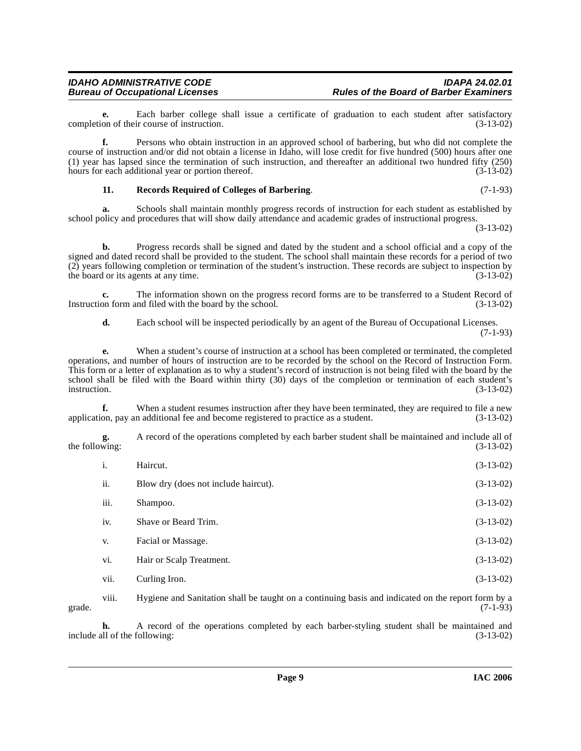**e.** Each barber college shall issue a certificate of graduation to each student after satisfactory completion of their course of instruction. (3-13-02)

**f.** Persons who obtain instruction in an approved school of barbering, but who did not complete the course of instruction and/or did not obtain a license in Idaho, will lose credit for five hundred (500) hours after one (1) year has lapsed since the termination of such instruction, and thereafter an additional two hundred fifty (250) hours for each additional year or portion thereof. (3-13-02)

**11. Records Required of Colleges of Barbering**. (7-1-93)

**a.** Schools shall maintain monthly progress records of instruction for each student as established by school policy and procedures that will show daily attendance and academic grades of instructional progress. (3-13-02)

**b.** Progress records shall be signed and dated by the student and a school official and a copy of the signed and dated record shall be provided to the student. The school shall maintain these records for a period of two (2) years following completion or termination of the student's instruction. These records are subject to inspection by the board or its agents at any time. (3-13-02)

**c.** The information shown on the progress record forms are to be transferred to a Student Record of Instruction form and filed with the board by the school. (3-13-02)

**d.** Each school will be inspected periodically by an agent of the Bureau of Occupational Licenses. (7-1-93)

**e.** When a student's course of instruction at a school has been completed or terminated, the completed operations, and number of hours of instruction are to be recorded by the school on the Record of Instruction Form. This form or a letter of explanation as to why a student's record of instruction is not being filed with the board by the school shall be filed with the Board within thirty (30) days of the completion or termination of each student's instruction. (3-13-02)

**f.** When a student resumes instruction after they have been terminated, they are required to file a new application, pay an additional fee and become registered to practice as a student. (3-13-02)

**g.** A record of the operations completed by each barber student shall be maintained and include all of the following: (3-13-02)

i. Haircut. (3-13-02)

ii. Blow dry (does not include haircut). (3-13-02)

iii. Shampoo. (3-13-02)

iv. Shave or Beard Trim. (3-13-02)

v. Facial or Massage. (3-13-02)

vi. Hair or Scalp Treatment. (3-13-02)

vii. Curling Iron. (3-13-02)

viii. Hygiene and Sanitation shall be taught on a continuing basis and indicated on the report form by a grade. (7-1-93)

**h.** A record of the operations completed by each barber-styling student shall be maintained and include all of the following: (3-13-02)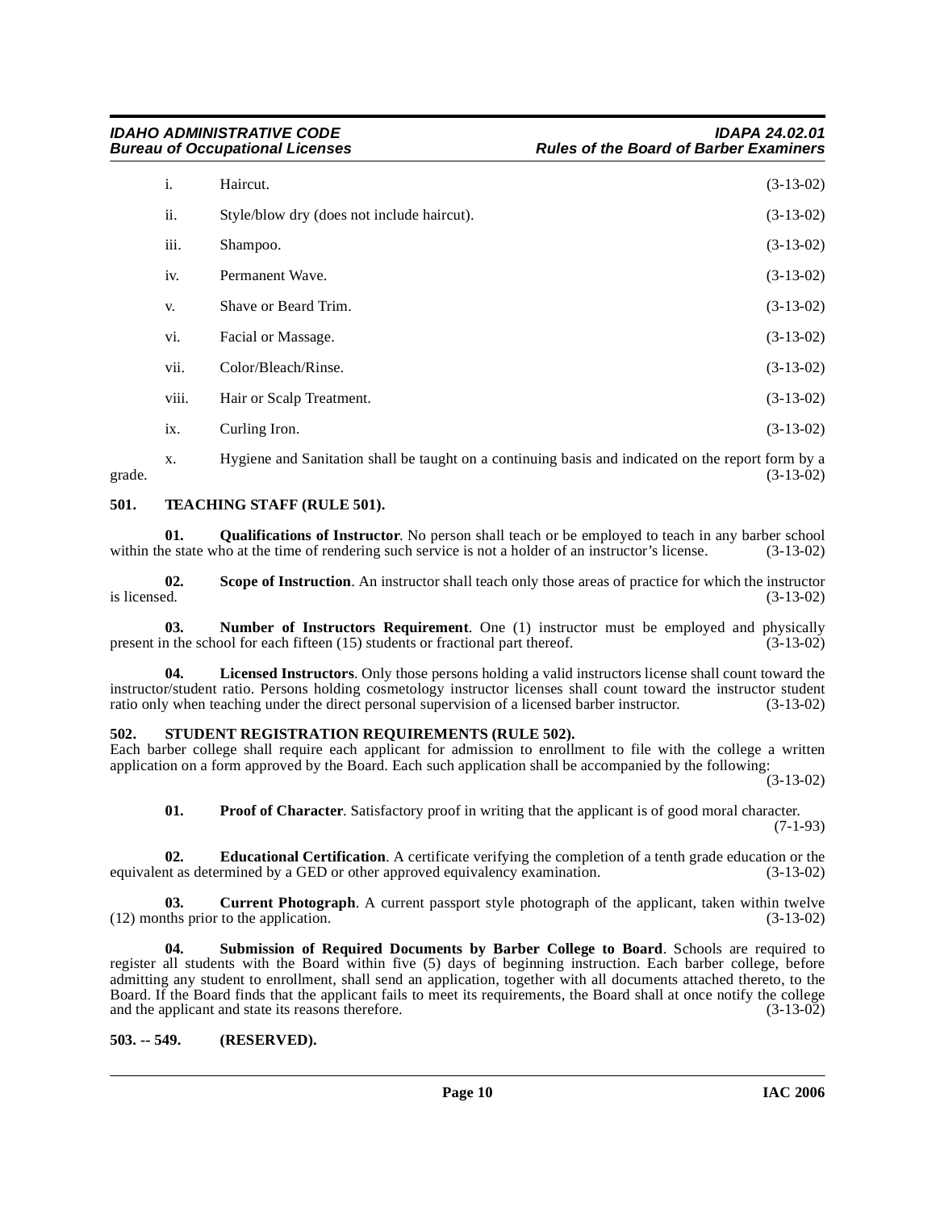i. Haircut. (3-13-02)

ii. Style/blow dry (does not include haircut). (3-13-02)

iii. Shampoo. (3-13-02)

iv. Permanent Wave. (3-13-02)

v. Shave or Beard Trim. (3-13-02)

vi. Facial or Massage. (3-13-02)

vii. Color/Bleach/Rinse. (3-13-02)

viii. Hair or Scalp Treatment. (3-13-02)

ix. Curling Iron. (3-13-02)

x. Hygiene and Sanitation shall be taught on a continuing basis and indicated on the report form by a grade. (3-13-02)

## 501. TEACHING STAFF (RULE 501).

**01. Qualifications of Instructor**. No person shall teach or be employed to teach in any barber school within the state who at the time of rendering such service is not a holder of an instructor's license. (3-13-02)

**02. Scope of Instruction**. An instructor shall teach only those areas of practice for which the instructor is licensed. (3-13-02)

**03. Number of Instructors Requirement**. One (1) instructor must be employed and physically present in the school for each fifteen (15) students or fractional part thereof. (3-13-02)

**04. Licensed Instructors**. Only those persons holding a valid instructors license shall count toward the instructor/student ratio. Persons holding cosmetology instructor licenses shall count toward the instructor student ratio only when teaching under the direct personal supervision of a licensed barber instructor. (3-13-02)

## 502. STUDENT REGISTRATION REQUIREMENTS (RULE 502).

Each barber college shall require each applicant for admission to enrollment to file with the college a written application on a form approved by the Board. Each such application shall be accompanied by the following: (3-13-02)

**01. Proof of Character**. Satisfactory proof in writing that the applicant is of good moral character. (7-1-93)

**02. Educational Certification**. A certificate verifying the completion of a tenth grade education or the equivalent as determined by a GED or other approved equivalency examination. (3-13-02)

**03. Current Photograph**. A current passport style photograph of the applicant, taken within twelve (12) months prior to the application. (3-13-02)

**04. Submission of Required Documents by Barber College to Board**. Schools are required to register all students with the Board within five (5) days of beginning instruction. Each barber college, before admitting any student to enrollment, shall send an application, together with all documents attached thereto, to the Board. If the Board finds that the applicant fails to meet its requirements, the Board shall at once notify the college and the applicant and state its reasons therefore. (3-13-02)

## 503. -- 549. (RESERVED).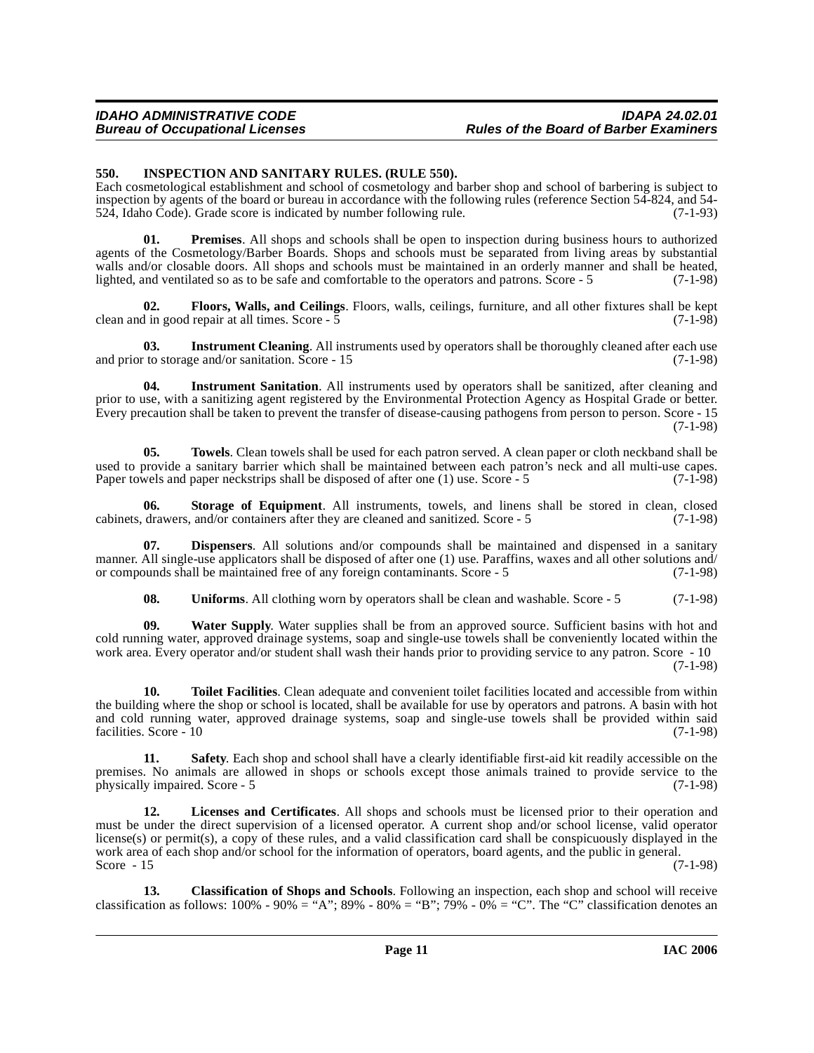### 550. INSPECTION AND SANITARY RULES. (RULE 550).

Each cosmetological establishment and school of cosmetology and barber shop and school of barbering is subject to inspection by agents of the board or bureau in accordance with the following rules (reference Section 54-824, and 54-524, Idaho Code). Grade score is indicated by number following rule. (7-1-93)

**01. Premises**. All shops and schools shall be open to inspection during business hours to authorized agents of the Cosmetology/Barber Boards. Shops and schools must be separated from living areas by substantial walls and/or closable doors. All shops and schools must be maintained in an orderly manner and shall be heated, lighted, and ventilated so as to be safe and comfortable to the operators and patrons. Score - 5 (7-1-98)

**02. Floors, Walls, and Ceilings**. Floors, walls, ceilings, furniture, and all other fixtures shall be kept clean and in good repair at all times. Score - 5 (7-1-98)

**03. Instrument Cleaning**. All instruments used by operators shall be thoroughly cleaned after each use and prior to storage and/or sanitation. Score - 15 (7-1-98)

**04. Instrument Sanitation**. All instruments used by operators shall be sanitized, after cleaning and prior to use, with a sanitizing agent registered by the Environmental Protection Agency as Hospital Grade or better. Every precaution shall be taken to prevent the transfer of disease-causing pathogens from person to person. Score - 15 (7-1-98)

**05. Towels**. Clean towels shall be used for each patron served. A clean paper or cloth neckband shall be used to provide a sanitary barrier which shall be maintained between each patron's neck and all multi-use capes. Paper towels and paper neckstrips shall be disposed of after one (1) use. Score - 5 (7-1-98)

**06. Storage of Equipment**. All instruments, towels, and linens shall be stored in clean, closed cabinets, drawers, and/or containers after they are cleaned and sanitized. Score - 5 (7-1-98)

**07. Dispensers**. All solutions and/or compounds shall be maintained and dispensed in a sanitary manner. All single-use applicators shall be disposed of after one (1) use. Paraffins, waxes and all other solutions and/or compounds shall be maintained free of any foreign contaminants. Score - 5 (7-1-98)

**08. Uniforms**. All clothing worn by operators shall be clean and washable. Score - 5 (7-1-98)

**09. Water Supply**. Water supplies shall be from an approved source. Sufficient basins with hot and cold running water, approved drainage systems, soap and single-use towels shall be conveniently located within the work area. Every operator and/or student shall wash their hands prior to providing service to any patron. Score - 10 (7-1-98)

**10. Toilet Facilities**. Clean adequate and convenient toilet facilities located and accessible from within the building where the shop or school is located, shall be available for use by operators and patrons. A basin with hot and cold running water, approved drainage systems, soap and single-use towels shall be provided within said facilities. Score - 10 (7-1-98)

**11. Safety**. Each shop and school shall have a clearly identifiable first-aid kit readily accessible on the premises. No animals are allowed in shops or schools except those animals trained to provide service to the physically impaired. Score - 5 (7-1-98)

**12. Licenses and Certificates**. All shops and schools must be licensed prior to their operation and must be under the direct supervision of a licensed operator. A current shop and/or school license, valid operator license(s) or permit(s), a copy of these rules, and a valid classification card shall be conspicuously displayed in the work area of each shop and/or school for the information of operators, board agents, and the public in general. Score - 15 (7-1-98)

**13. Classification of Shops and Schools**. Following an inspection, each shop and school will receive classification as follows: 100% - 90% = "A"; 89% - 80% = "B"; 79% - 0% = "C". The "C" classification denotes an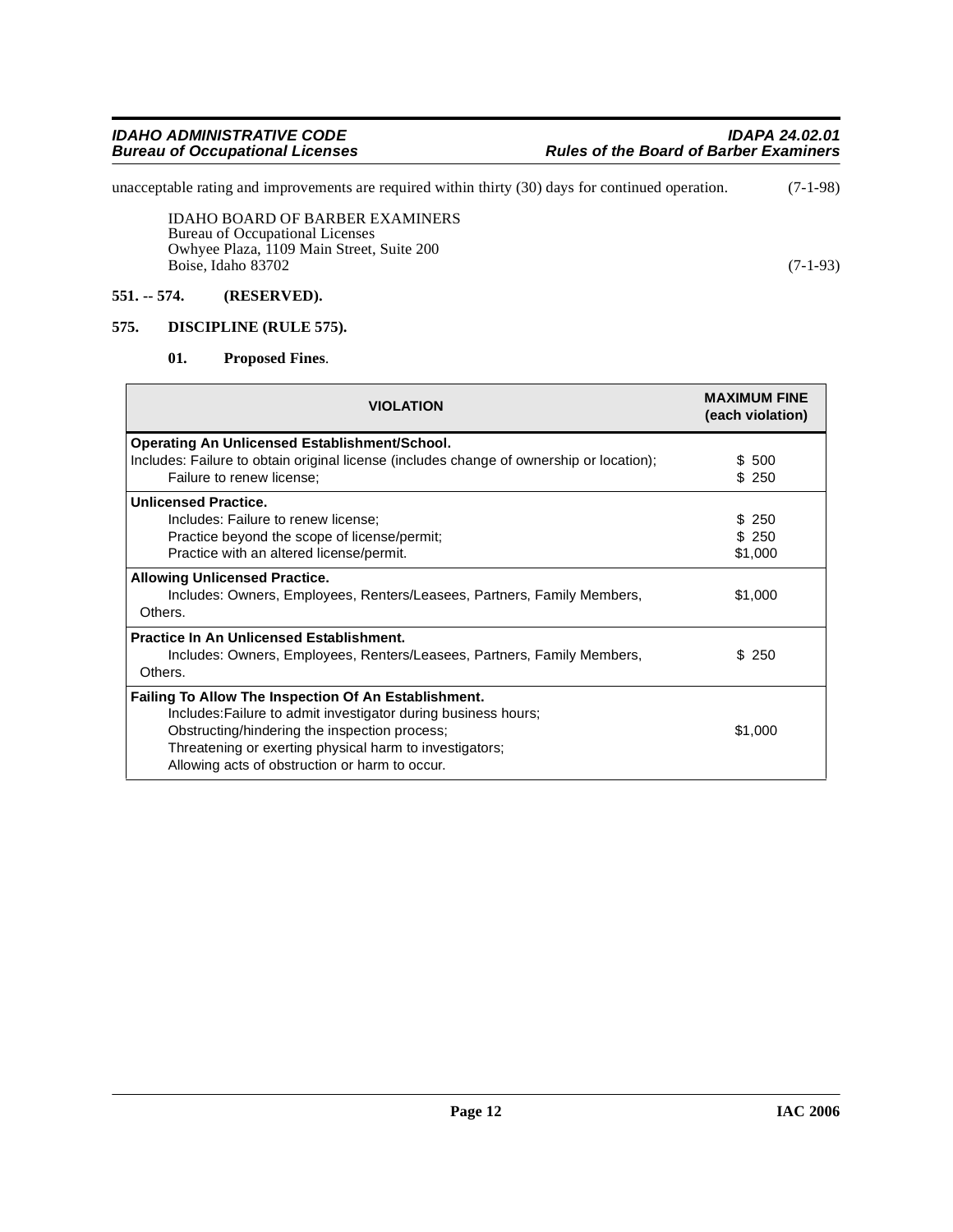unacceptable rating and improvements are required within thirty (30) days for continued operation. (7-1-98)

IDAHO BOARD OF BARBER EXAMINERS
Bureau of Occupational Licenses
Owhyee Plaza, 1109 Main Street, Suite 200
Boise, Idaho 83702 (7-1-93)

**551. -- 574. (RESERVED).**

**575. DISCIPLINE (RULE 575).**

**01. Proposed Fines**.

| VIOLATION | MAXIMUM FINE (each violation) |
|---|---|
| **Operating An Unlicensed Establishment/School.**<br>Includes: Failure to obtain original license (includes change of ownership or location);<br>Failure to renew license; | <br>$ 500<br>$ 250 |
| **Unlicensed Practice.**<br>Includes: Failure to renew license;<br>Practice beyond the scope of license/permit;<br>Practice with an altered license/permit. | <br>$ 250<br>$ 250<br>$1,000 |
| **Allowing Unlicensed Practice.**<br>Includes: Owners, Employees, Renters/Leasees, Partners, Family Members, Others. | $1,000 |
| **Practice In An Unlicensed Establishment.**<br>Includes: Owners, Employees, Renters/Leasees, Partners, Family Members, Others. | $ 250 |
| **Failing To Allow The Inspection Of An Establishment.**<br>Includes:Failure to admit investigator during business hours;<br>Obstructing/hindering the inspection process;<br>Threatening or exerting physical harm to investigators;<br>Allowing acts of obstruction or harm to occur. | $1,000 |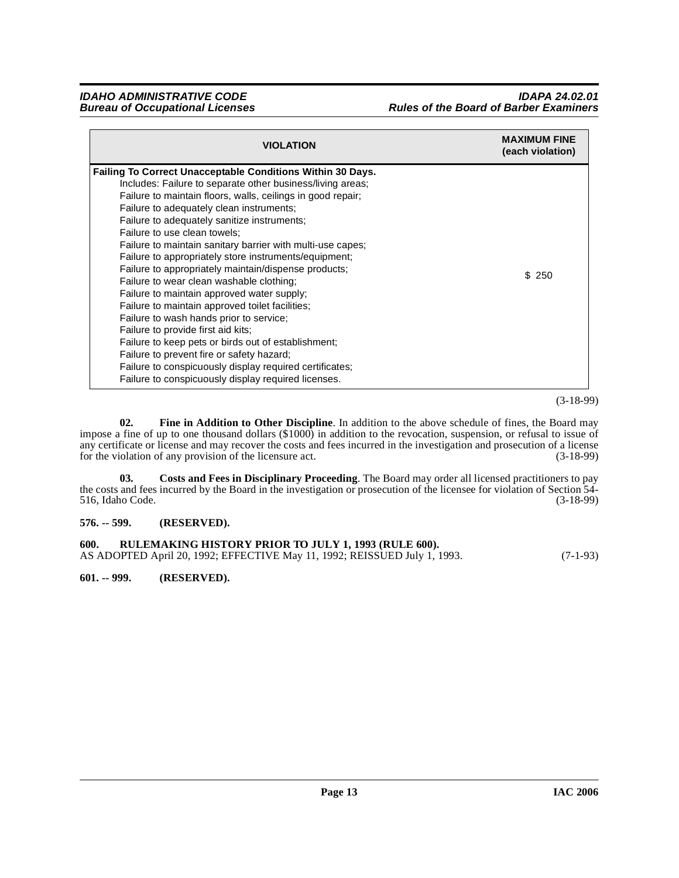| VIOLATION | MAXIMUM FINE (each violation) |
|---|---|
| **Failing To Correct Unacceptable Conditions Within 30 Days.**<br>Includes: Failure to separate other business/living areas;<br>Failure to maintain floors, walls, ceilings in good repair;<br>Failure to adequately clean instruments;<br>Failure to adequately sanitize instruments;<br>Failure to use clean towels;<br>Failure to maintain sanitary barrier with multi-use capes;<br>Failure to appropriately store instruments/equipment;<br>Failure to appropriately maintain/dispense products;<br>Failure to wear clean washable clothing;<br>Failure to maintain approved water supply;<br>Failure to maintain approved toilet facilities;<br>Failure to wash hands prior to service;<br>Failure to provide first aid kits;<br>Failure to keep pets or birds out of establishment;<br>Failure to prevent fire or safety hazard;<br>Failure to conspicuously display required certificates;<br>Failure to conspicuously display required licenses. | $ 250 |

(3-18-99)

**02. Fine in Addition to Other Discipline**. In addition to the above schedule of fines, the Board may impose a fine of up to one thousand dollars ($1000) in addition to the revocation, suspension, or refusal to issue of any certificate or license and may recover the costs and fees incurred in the investigation and prosecution of a license for the violation of any provision of the licensure act. (3-18-99)

**03. Costs and Fees in Disciplinary Proceeding**. The Board may order all licensed practitioners to pay the costs and fees incurred by the Board in the investigation or prosecution of the licensee for violation of Section 54-516, Idaho Code. (3-18-99)

**576. -- 599. (RESERVED).**

**600. RULEMAKING HISTORY PRIOR TO JULY 1, 1993 (RULE 600).**
AS ADOPTED April 20, 1992; EFFECTIVE May 11, 1992; REISSUED July 1, 1993. (7-1-93)

**601. -- 999. (RESERVED).**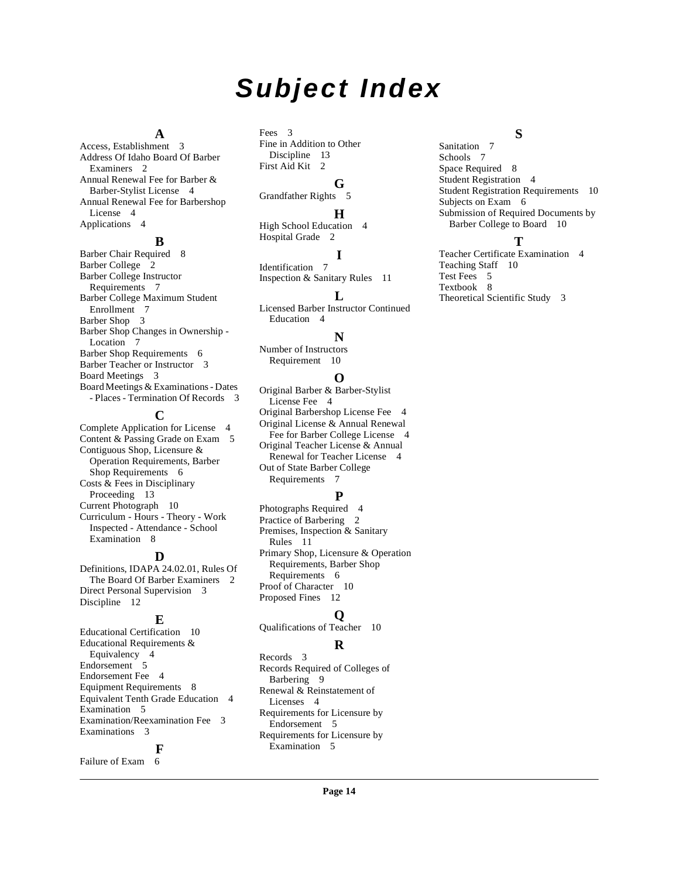# Subject Index

## A

Access, Establishment 3
Address Of Idaho Board Of Barber Examiners 2
Annual Renewal Fee for Barber & Barber-Stylist License 4
Annual Renewal Fee for Barbershop License 4
Applications 4

## B

Barber Chair Required 8
Barber College 2
Barber College Instructor Requirements 7
Barber College Maximum Student Enrollment 7
Barber Shop 3
Barber Shop Changes in Ownership - Location 7
Barber Shop Requirements 6
Barber Teacher or Instructor 3
Board Meetings 3
Board Meetings & Examinations - Dates - Places - Termination Of Records 3

## C

Complete Application for License 4
Content & Passing Grade on Exam 5
Contiguous Shop, Licensure & Operation Requirements, Barber Shop Requirements 6
Costs & Fees in Disciplinary Proceeding 13
Current Photograph 10
Curriculum - Hours - Theory - Work Inspected - Attendance - School Examination 8

## D

Definitions, IDAPA 24.02.01, Rules Of The Board Of Barber Examiners 2
Direct Personal Supervision 3
Discipline 12

## E

Educational Certification 10
Educational Requirements & Equivalency 4
Endorsement 5
Endorsement Fee 4
Equipment Requirements 8
Equivalent Tenth Grade Education 4
Examination 5
Examination/Reexamination Fee 3
Examinations 3

## F

Failure of Exam 6
Fees 3
Fine in Addition to Other Discipline 13
First Aid Kit 2

## G

Grandfather Rights 5

## H

High School Education 4
Hospital Grade 2

## I

Identification 7
Inspection & Sanitary Rules 11

## L

Licensed Barber Instructor Continued Education 4

## N

Number of Instructors Requirement 10

## O

Original Barber & Barber-Stylist License Fee 4
Original Barbershop License Fee 4
Original License & Annual Renewal Fee for Barber College License 4
Original Teacher License & Annual Renewal for Teacher License 4
Out of State Barber College Requirements 7

## P

Photographs Required 4
Practice of Barbering 2
Premises, Inspection & Sanitary Rules 11
Primary Shop, Licensure & Operation Requirements, Barber Shop Requirements 6
Proof of Character 10
Proposed Fines 12

## Q

Qualifications of Teacher 10

## R

Records 3
Records Required of Colleges of Barbering 9
Renewal & Reinstatement of Licenses 4
Requirements for Licensure by Endorsement 5
Requirements for Licensure by Examination 5

## S

Sanitation 7
Schools 7
Space Required 8
Student Registration 4
Student Registration Requirements 10
Subjects on Exam 6
Submission of Required Documents by Barber College to Board 10

## T

Teacher Certificate Examination 4
Teaching Staff 10
Test Fees 5
Textbook 8
Theoretical Scientific Study 3